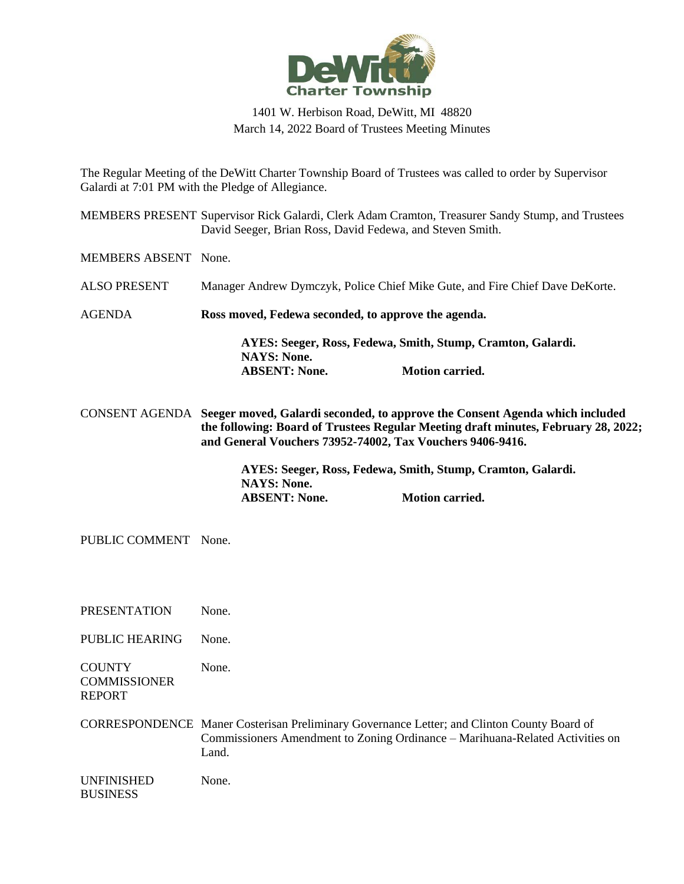# DeWitt Charter Township

1401 W. Herbison Road, DeWitt, MI 48820
March 14, 2022 Board of Trustees Meeting Minutes

The Regular Meeting of the DeWitt Charter Township Board of Trustees was called to order by Supervisor Galardi at 7:01 PM with the Pledge of Allegiance.

MEMBERS PRESENT Supervisor Rick Galardi, Clerk Adam Cramton, Treasurer Sandy Stump, and Trustees David Seeger, Brian Ross, David Fedewa, and Steven Smith.

MEMBERS ABSENT None.

ALSO PRESENT Manager Andrew Dymczyk, Police Chief Mike Gute, and Fire Chief Dave DeKorte.

AGENDA **Ross moved, Fedewa seconded, to approve the agenda.**

**AYES: Seeger, Ross, Fedewa, Smith, Stump, Cramton, Galardi.**
**NAYS: None.**
**ABSENT: None. Motion carried.**

CONSENT AGENDA **Seeger moved, Galardi seconded, to approve the Consent Agenda which included the following: Board of Trustees Regular Meeting draft minutes, February 28, 2022; and General Vouchers 73952-74002, Tax Vouchers 9406-9416.**

**AYES: Seeger, Ross, Fedewa, Smith, Stump, Cramton, Galardi.**
**NAYS: None.**
**ABSENT: None. Motion carried.**

PUBLIC COMMENT None.

PRESENTATION None.

PUBLIC HEARING None.

COUNTY COMMISSIONER REPORT None.

CORRESPONDENCE Maner Costerisan Preliminary Governance Letter; and Clinton County Board of Commissioners Amendment to Zoning Ordinance – Marihuana-Related Activities on Land.

UNFINISHED BUSINESS None.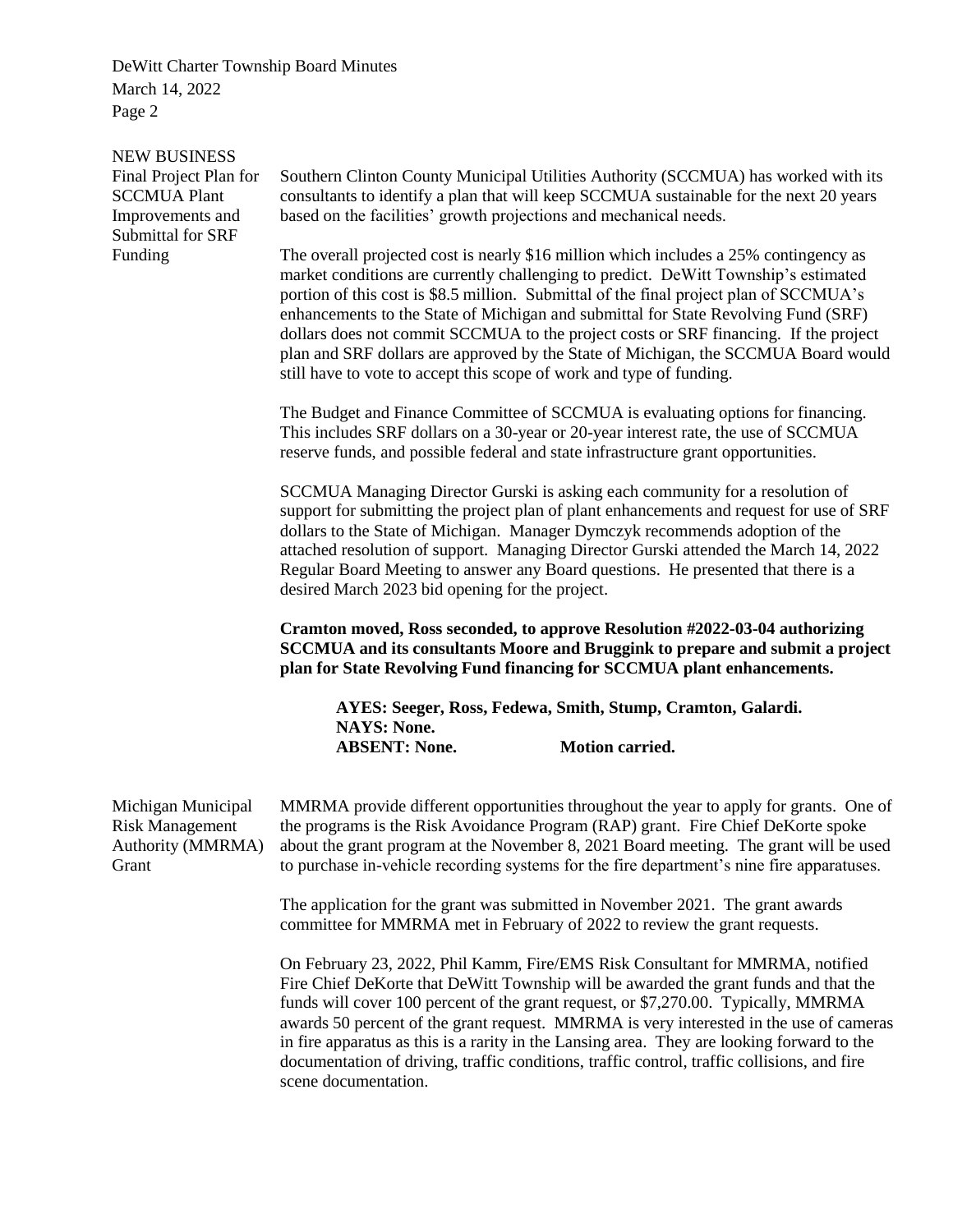## NEW BUSINESS

### Final Project Plan for SCCMUA Plant Improvements and Submittal for SRF Funding

Southern Clinton County Municipal Utilities Authority (SCCMUA) has worked with its consultants to identify a plan that will keep SCCMUA sustainable for the next 20 years based on the facilities' growth projections and mechanical needs.

The overall projected cost is nearly $16 million which includes a 25% contingency as market conditions are currently challenging to predict. DeWitt Township's estimated portion of this cost is $8.5 million. Submittal of the final project plan of SCCMUA's enhancements to the State of Michigan and submittal for State Revolving Fund (SRF) dollars does not commit SCCMUA to the project costs or SRF financing. If the project plan and SRF dollars are approved by the State of Michigan, the SCCMUA Board would still have to vote to accept this scope of work and type of funding.

The Budget and Finance Committee of SCCMUA is evaluating options for financing. This includes SRF dollars on a 30-year or 20-year interest rate, the use of SCCMUA reserve funds, and possible federal and state infrastructure grant opportunities.

SCCMUA Managing Director Gurski is asking each community for a resolution of support for submitting the project plan of plant enhancements and request for use of SRF dollars to the State of Michigan. Manager Dymczyk recommends adoption of the attached resolution of support. Managing Director Gurski attended the March 14, 2022 Regular Board Meeting to answer any Board questions. He presented that there is a desired March 2023 bid opening for the project.

**Cramton moved, Ross seconded, to approve Resolution #2022-03-04 authorizing SCCMUA and its consultants Moore and Bruggink to prepare and submit a project plan for State Revolving Fund financing for SCCMUA plant enhancements.**

**AYES: Seeger, Ross, Fedewa, Smith, Stump, Cramton, Galardi.**
**NAYS: None.**
**ABSENT: None.** **Motion carried.**

### Michigan Municipal Risk Management Authority (MMRMA) Grant

MMRMA provide different opportunities throughout the year to apply for grants. One of the programs is the Risk Avoidance Program (RAP) grant. Fire Chief DeKorte spoke about the grant program at the November 8, 2021 Board meeting. The grant will be used to purchase in-vehicle recording systems for the fire department's nine fire apparatuses.

The application for the grant was submitted in November 2021. The grant awards committee for MMRMA met in February of 2022 to review the grant requests.

On February 23, 2022, Phil Kamm, Fire/EMS Risk Consultant for MMRMA, notified Fire Chief DeKorte that DeWitt Township will be awarded the grant funds and that the funds will cover 100 percent of the grant request, or $7,270.00. Typically, MMRMA awards 50 percent of the grant request. MMRMA is very interested in the use of cameras in fire apparatus as this is a rarity in the Lansing area. They are looking forward to the documentation of driving, traffic conditions, traffic control, traffic collisions, and fire scene documentation.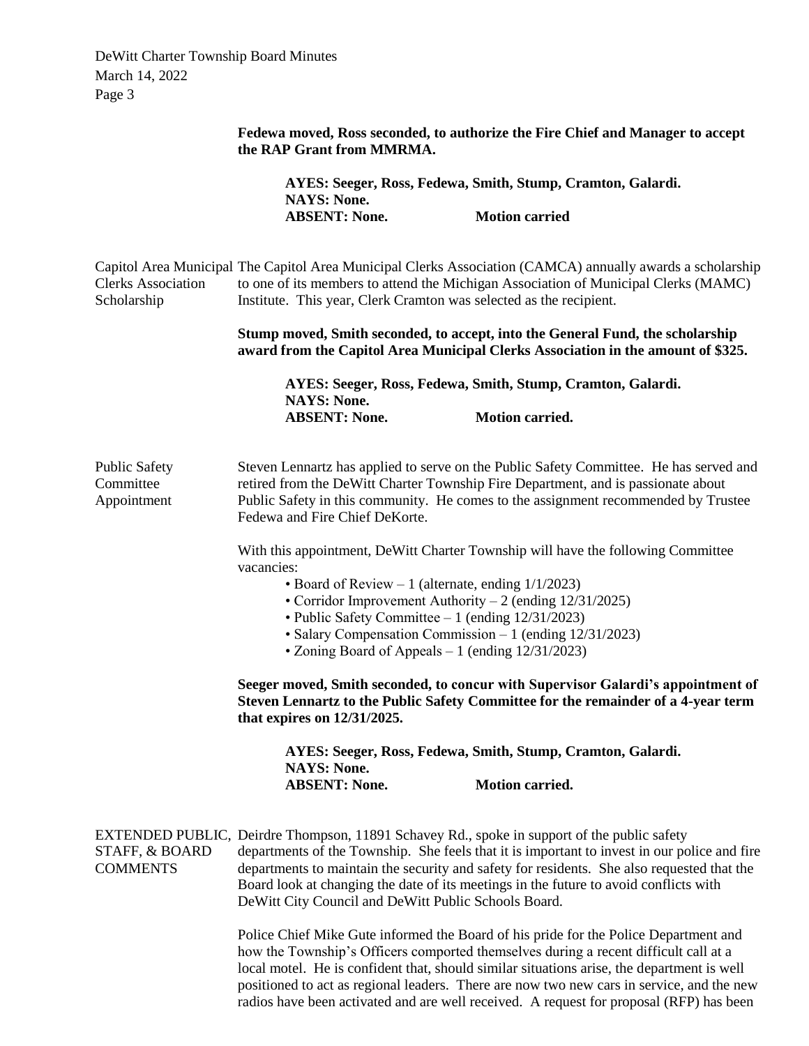Fedewa moved, Ross seconded, to authorize the Fire Chief and Manager to accept the RAP Grant from MMRMA.**

**AYES: Seeger, Ross, Fedewa, Smith, Stump, Cramton, Galardi.**
**NAYS: None.**
**ABSENT: None. Motion carried**

**Capitol Area Municipal Clerks Association Scholarship**

The Capitol Area Municipal Clerks Association (CAMCA) annually awards a scholarship to one of its members to attend the Michigan Association of Municipal Clerks (MAMC) Institute. This year, Clerk Cramton was selected as the recipient.

**Stump moved, Smith seconded, to accept, into the General Fund, the scholarship award from the Capitol Area Municipal Clerks Association in the amount of $325.**

**AYES: Seeger, Ross, Fedewa, Smith, Stump, Cramton, Galardi.**
**NAYS: None.**
**ABSENT: None. Motion carried.**

**Public Safety Committee Appointment**

Steven Lennartz has applied to serve on the Public Safety Committee. He has served and retired from the DeWitt Charter Township Fire Department, and is passionate about Public Safety in this community. He comes to the assignment recommended by Trustee Fedewa and Fire Chief DeKorte.

With this appointment, DeWitt Charter Township will have the following Committee vacancies:

- Board of Review – 1 (alternate, ending 1/1/2023)
- Corridor Improvement Authority – 2 (ending 12/31/2025)
- Public Safety Committee – 1 (ending 12/31/2023)
- Salary Compensation Commission – 1 (ending 12/31/2023)
- Zoning Board of Appeals – 1 (ending 12/31/2023)

**Seeger moved, Smith seconded, to concur with Supervisor Galardi's appointment of Steven Lennartz to the Public Safety Committee for the remainder of a 4-year term that expires on 12/31/2025.**

**AYES: Seeger, Ross, Fedewa, Smith, Stump, Cramton, Galardi.**
**NAYS: None.**
**ABSENT: None. Motion carried.**

**EXTENDED PUBLIC, STAFF, & BOARD COMMENTS**

Deirdre Thompson, 11891 Schavey Rd., spoke in support of the public safety departments of the Township. She feels that it is important to invest in our police and fire departments to maintain the security and safety for residents. She also requested that the Board look at changing the date of its meetings in the future to avoid conflicts with DeWitt City Council and DeWitt Public Schools Board.

Police Chief Mike Gute informed the Board of his pride for the Police Department and how the Township's Officers comported themselves during a recent difficult call at a local motel. He is confident that, should similar situations arise, the department is well positioned to act as regional leaders. There are now two new cars in service, and the new radios have been activated and are well received. A request for proposal (RFP) has been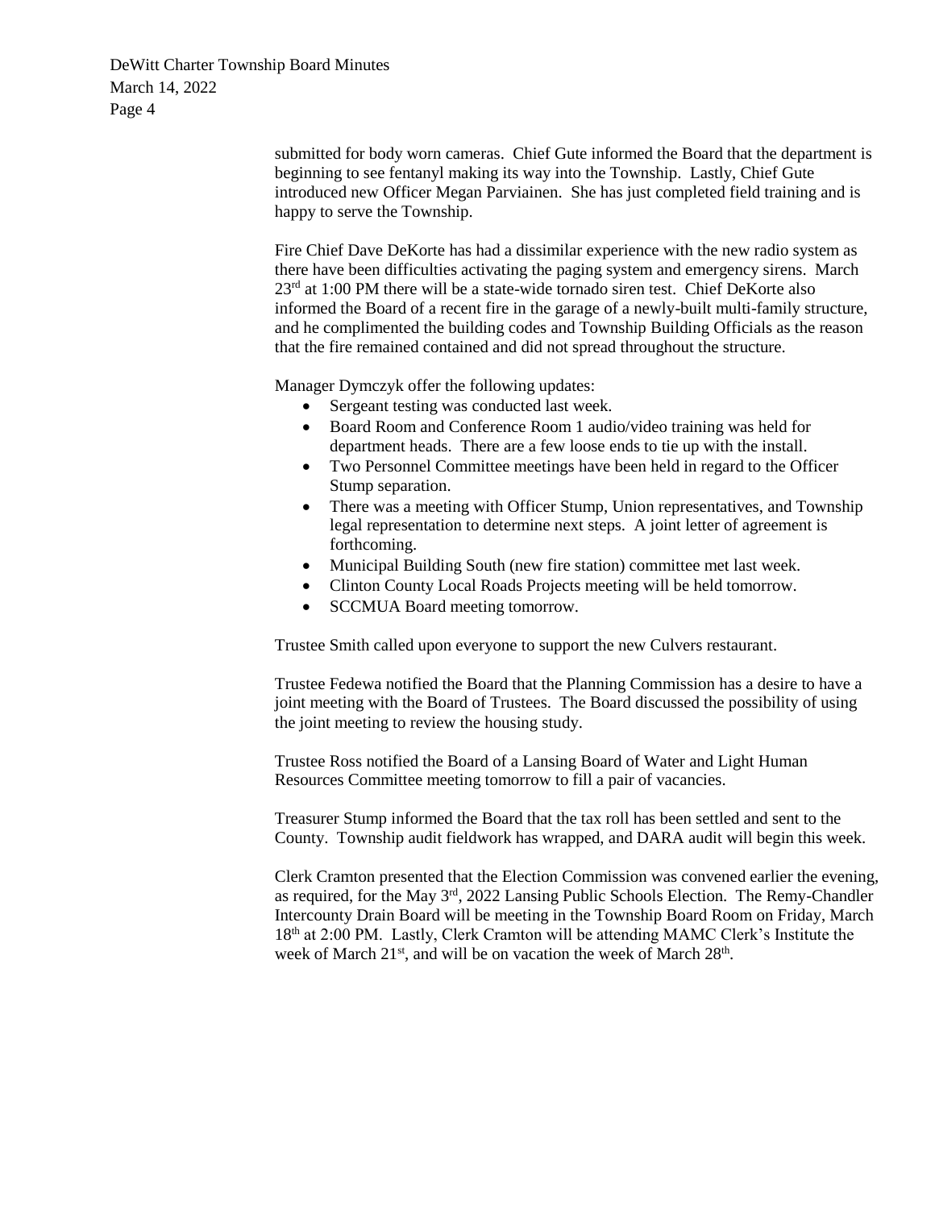submitted for body worn cameras. Chief Gute informed the Board that the department is beginning to see fentanyl making its way into the Township. Lastly, Chief Gute introduced new Officer Megan Parviainen. She has just completed field training and is happy to serve the Township.

Fire Chief Dave DeKorte has had a dissimilar experience with the new radio system as there have been difficulties activating the paging system and emergency sirens. March 23rd at 1:00 PM there will be a state-wide tornado siren test. Chief DeKorte also informed the Board of a recent fire in the garage of a newly-built multi-family structure, and he complimented the building codes and Township Building Officials as the reason that the fire remained contained and did not spread throughout the structure.

Manager Dymczyk offer the following updates:

- Sergeant testing was conducted last week.
- Board Room and Conference Room 1 audio/video training was held for department heads. There are a few loose ends to tie up with the install.
- Two Personnel Committee meetings have been held in regard to the Officer Stump separation.
- There was a meeting with Officer Stump, Union representatives, and Township legal representation to determine next steps. A joint letter of agreement is forthcoming.
- Municipal Building South (new fire station) committee met last week.
- Clinton County Local Roads Projects meeting will be held tomorrow.
- SCCMUA Board meeting tomorrow.

Trustee Smith called upon everyone to support the new Culvers restaurant.

Trustee Fedewa notified the Board that the Planning Commission has a desire to have a joint meeting with the Board of Trustees. The Board discussed the possibility of using the joint meeting to review the housing study.

Trustee Ross notified the Board of a Lansing Board of Water and Light Human Resources Committee meeting tomorrow to fill a pair of vacancies.

Treasurer Stump informed the Board that the tax roll has been settled and sent to the County. Township audit fieldwork has wrapped, and DARA audit will begin this week.

Clerk Cramton presented that the Election Commission was convened earlier the evening, as required, for the May 3rd, 2022 Lansing Public Schools Election. The Remy-Chandler Intercounty Drain Board will be meeting in the Township Board Room on Friday, March 18th at 2:00 PM. Lastly, Clerk Cramton will be attending MAMC Clerk's Institute the week of March 21st, and will be on vacation the week of March 28th.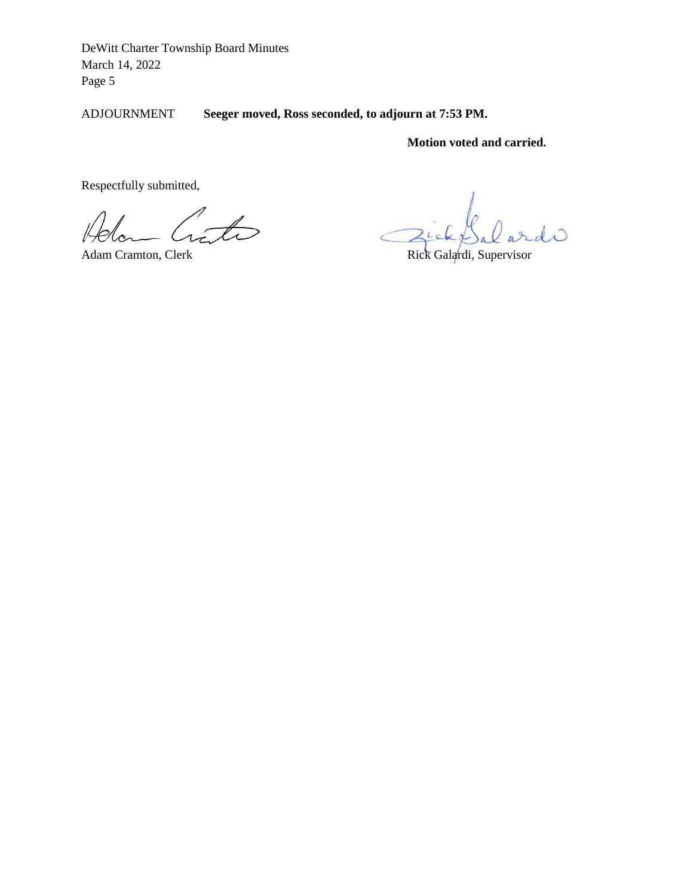ADJOURNMENT **Seeger moved, Ross seconded, to adjourn at 7:53 PM.**

**Motion voted and carried.**

Respectfully submitted,

Adam Cramton, Clerk

Rick Galardi, Supervisor